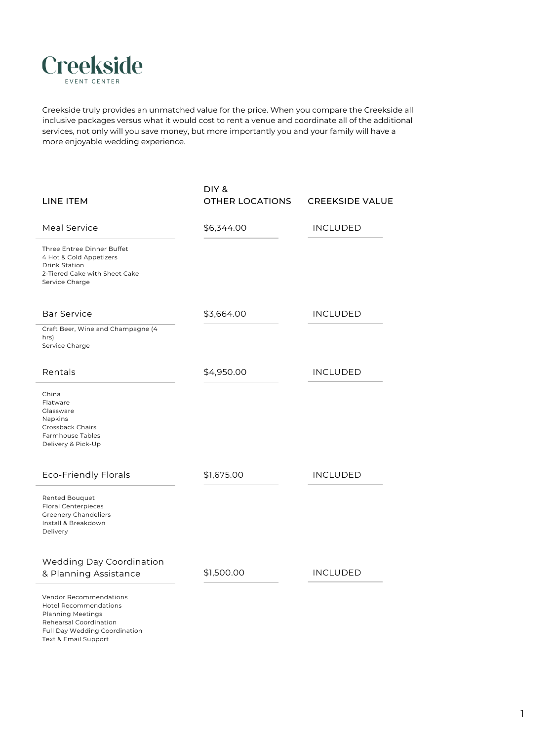# Creekside

EVENT CENTER

Creekside truly provides an unmatched value for the price. When you compare the Creekside all inclusive packages versus what it would cost to rent a venue and coordinate all of the additional services, not only will you save money, but more importantly you and your family will have a more enjoyable wedding experience.

| LINE ITEM | DIY & OTHER LOCATIONS | CREEKSIDE VALUE |
| --- | --- | --- |
| **Meal Service**<br>Three Entree Dinner Buffet<br>4 Hot & Cold Appetizers<br>Drink Station<br>2-Tiered Cake with Sheet Cake<br>Service Charge | $6,344.00 | INCLUDED |
| **Bar Service**<br>Craft Beer, Wine and Champagne (4 hrs)<br>Service Charge | $3,664.00 | INCLUDED |
| **Rentals**<br>China<br>Flatware<br>Glassware<br>Napkins<br>Crossback Chairs<br>Farmhouse Tables<br>Delivery & Pick-Up | $4,950.00 | INCLUDED |
| **Eco-Friendly Florals**<br>Rented Bouquet<br>Floral Centerpieces<br>Greenery Chandeliers<br>Install & Breakdown<br>Delivery | $1,675.00 | INCLUDED |
| **Wedding Day Coordination & Planning Assistance**<br>Vendor Recommendations<br>Hotel Recommendations<br>Planning Meetings<br>Rehearsal Coordination<br>Full Day Wedding Coordination<br>Text & Email Support | $1,500.00 | INCLUDED |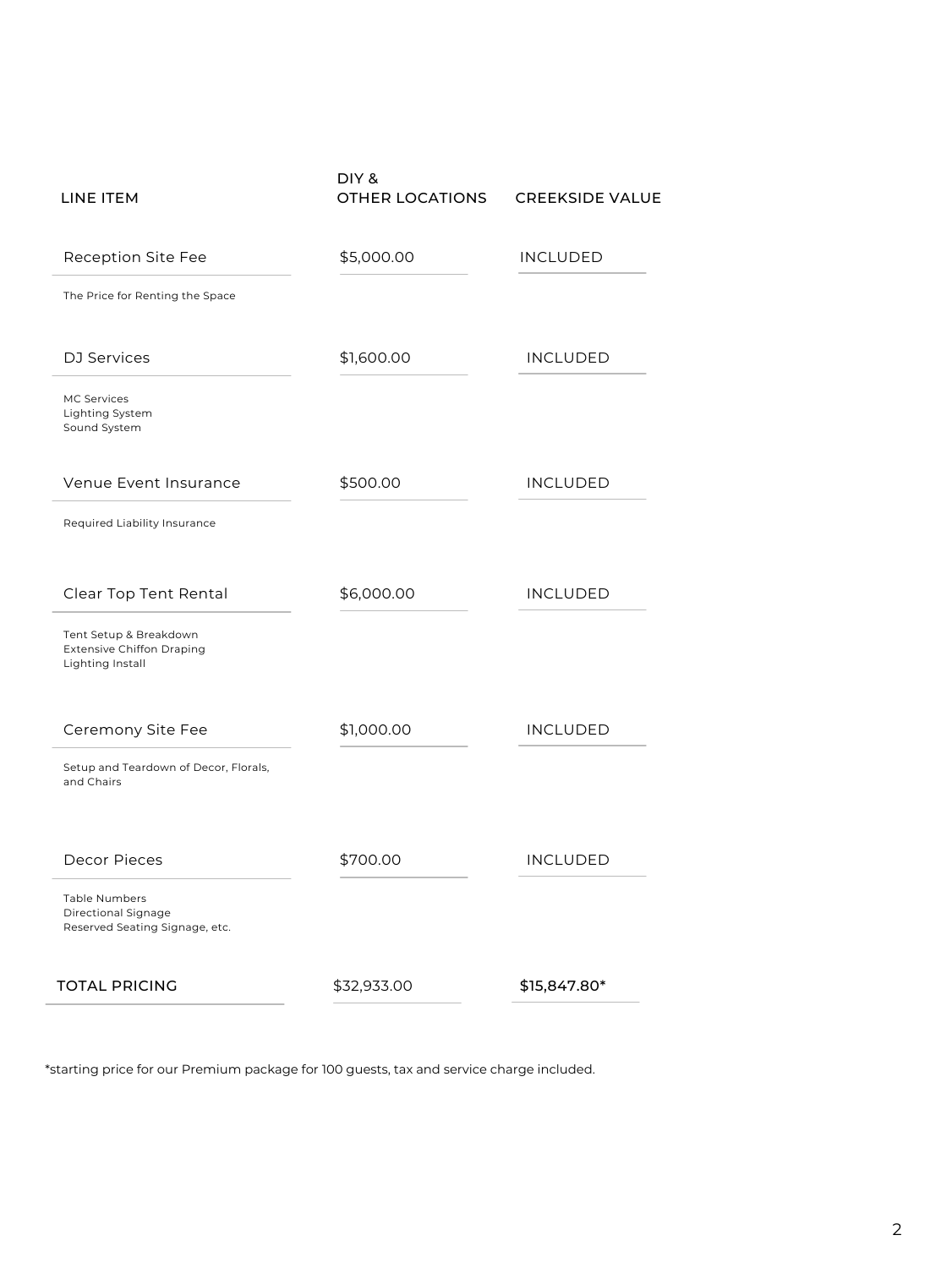| LINE ITEM | DIY & OTHER LOCATIONS | CREEKSIDE VALUE |
|---|---|---|
| Reception Site Fee<br>The Price for Renting the Space | $5,000.00 | INCLUDED |
| DJ Services<br>MC Services<br>Lighting System<br>Sound System | $1,600.00 | INCLUDED |
| Venue Event Insurance<br>Required Liability Insurance | $500.00 | INCLUDED |
| Clear Top Tent Rental<br>Tent Setup & Breakdown<br>Extensive Chiffon Draping<br>Lighting Install | $6,000.00 | INCLUDED |
| Ceremony Site Fee<br>Setup and Teardown of Decor, Florals, and Chairs | $1,000.00 | INCLUDED |
| Decor Pieces<br>Table Numbers<br>Directional Signage<br>Reserved Seating Signage, etc. | $700.00 | INCLUDED |
| TOTAL PRICING | $32,933.00 | **$15,847.80*** |

*starting price for our Premium package for 100 guests, tax and service charge included.